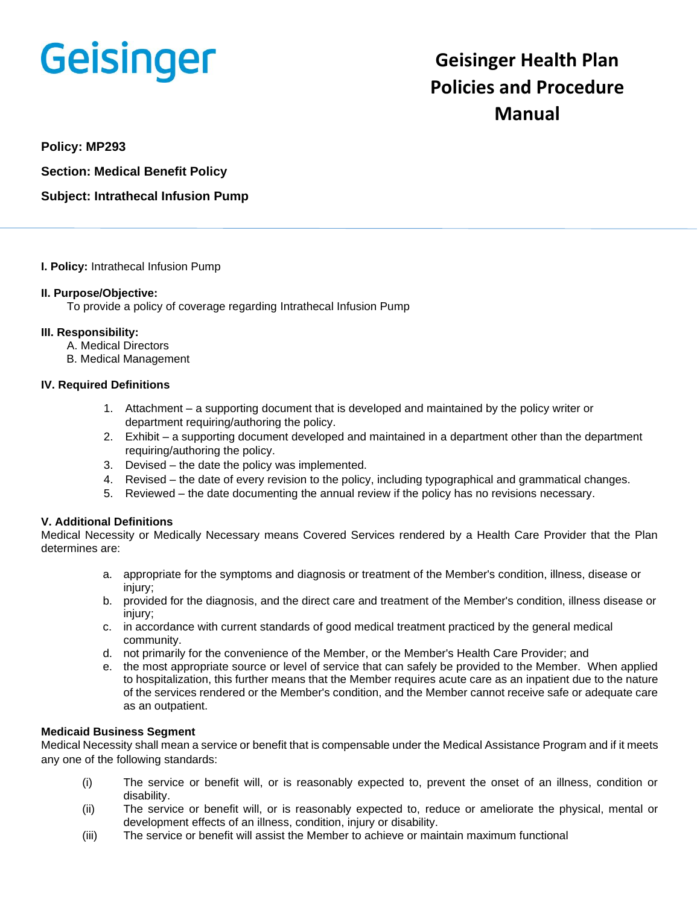Geisinger

# Geisinger Health Plan Policies and Procedure Manual

**Policy: MP293**

**Section: Medical Benefit Policy**

**Subject: Intrathecal Infusion Pump**

---

**I. Policy:** Intrathecal Infusion Pump

**II. Purpose/Objective:**
To provide a policy of coverage regarding Intrathecal Infusion Pump

**III. Responsibility:**
A. Medical Directors
B. Medical Management

**IV. Required Definitions**

1. Attachment – a supporting document that is developed and maintained by the policy writer or department requiring/authoring the policy.
2. Exhibit – a supporting document developed and maintained in a department other than the department requiring/authoring the policy.
3. Devised – the date the policy was implemented.
4. Revised – the date of every revision to the policy, including typographical and grammatical changes.
5. Reviewed – the date documenting the annual review if the policy has no revisions necessary.

**V. Additional Definitions**
Medical Necessity or Medically Necessary means Covered Services rendered by a Health Care Provider that the Plan determines are:

a. appropriate for the symptoms and diagnosis or treatment of the Member's condition, illness, disease or injury;
b. provided for the diagnosis, and the direct care and treatment of the Member's condition, illness disease or injury;
c. in accordance with current standards of good medical treatment practiced by the general medical community.
d. not primarily for the convenience of the Member, or the Member's Health Care Provider; and
e. the most appropriate source or level of service that can safely be provided to the Member. When applied to hospitalization, this further means that the Member requires acute care as an inpatient due to the nature of the services rendered or the Member's condition, and the Member cannot receive safe or adequate care as an outpatient.

**Medicaid Business Segment**
Medical Necessity shall mean a service or benefit that is compensable under the Medical Assistance Program and if it meets any one of the following standards:

(i) The service or benefit will, or is reasonably expected to, prevent the onset of an illness, condition or disability.
(ii) The service or benefit will, or is reasonably expected to, reduce or ameliorate the physical, mental or development effects of an illness, condition, injury or disability.
(iii) The service or benefit will assist the Member to achieve or maintain maximum functional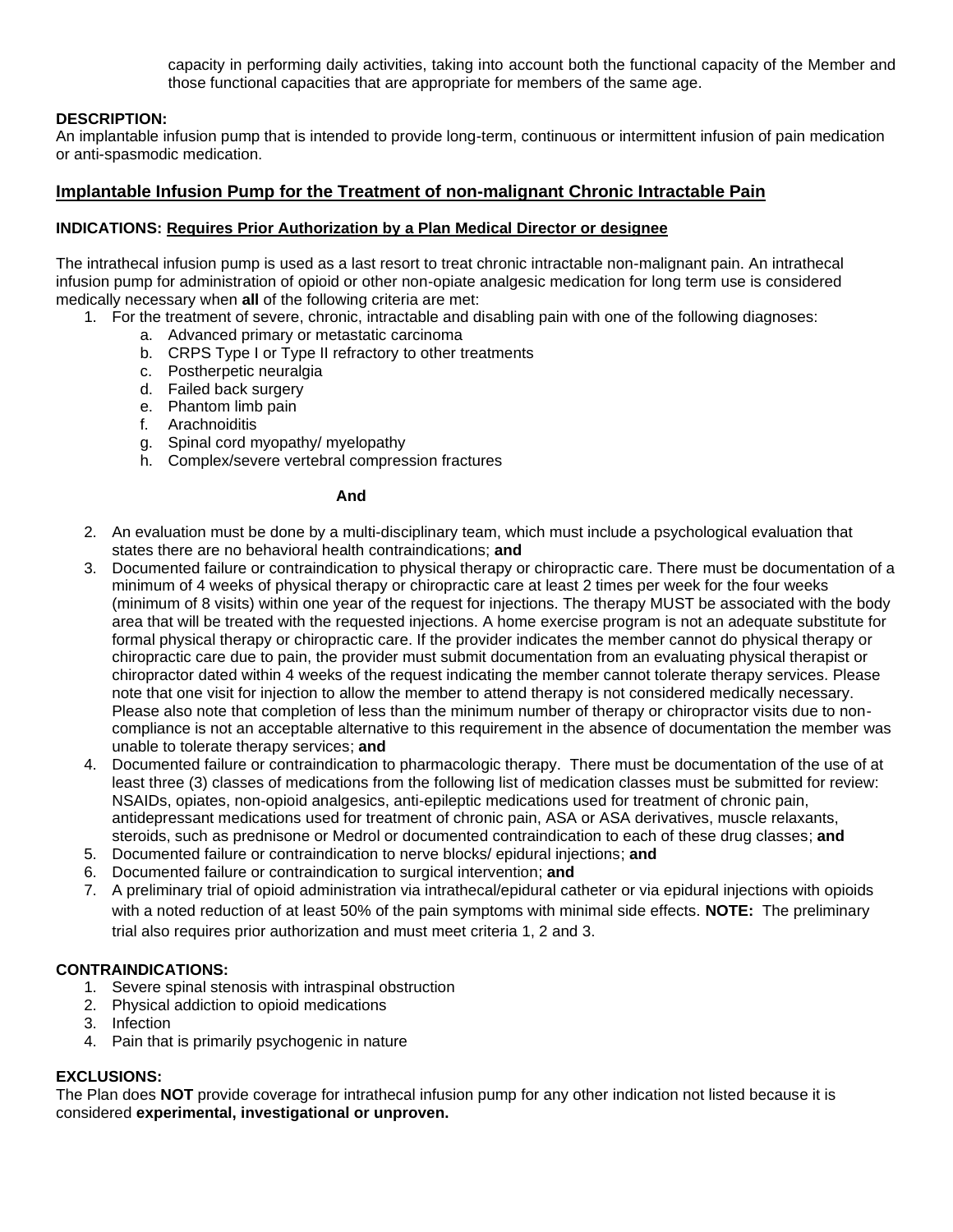capacity in performing daily activities, taking into account both the functional capacity of the Member and those functional capacities that are appropriate for members of the same age.

**DESCRIPTION:**
An implantable infusion pump that is intended to provide long-term, continuous or intermittent infusion of pain medication or anti-spasmodic medication.

## Implantable Infusion Pump for the Treatment of non-malignant Chronic Intractable Pain

**INDICATIONS: Requires Prior Authorization by a Plan Medical Director or designee**

The intrathecal infusion pump is used as a last resort to treat chronic intractable non-malignant pain. An intrathecal infusion pump for administration of opioid or other non-opiate analgesic medication for long term use is considered medically necessary when **all** of the following criteria are met:

1. For the treatment of severe, chronic, intractable and disabling pain with one of the following diagnoses:
    a. Advanced primary or metastatic carcinoma
    b. CRPS Type I or Type II refractory to other treatments
    c. Postherpetic neuralgia
    d. Failed back surgery
    e. Phantom limb pain
    f. Arachnoiditis
    g. Spinal cord myopathy/ myelopathy
    h. Complex/severe vertebral compression fractures

    **And**

2. An evaluation must be done by a multi-disciplinary team, which must include a psychological evaluation that states there are no behavioral health contraindications; **and**
3. Documented failure or contraindication to physical therapy or chiropractic care. There must be documentation of a minimum of 4 weeks of physical therapy or chiropractic care at least 2 times per week for the four weeks (minimum of 8 visits) within one year of the request for injections. The therapy MUST be associated with the body area that will be treated with the requested injections. A home exercise program is not an adequate substitute for formal physical therapy or chiropractic care. If the provider indicates the member cannot do physical therapy or chiropractic care due to pain, the provider must submit documentation from an evaluating physical therapist or chiropractor dated within 4 weeks of the request indicating the member cannot tolerate therapy services. Please note that one visit for injection to allow the member to attend therapy is not considered medically necessary. Please also note that completion of less than the minimum number of therapy or chiropractor visits due to non-compliance is not an acceptable alternative to this requirement in the absence of documentation the member was unable to tolerate therapy services; **and**
4. Documented failure or contraindication to pharmacologic therapy. There must be documentation of the use of at least three (3) classes of medications from the following list of medication classes must be submitted for review: NSAIDs, opiates, non-opioid analgesics, anti-epileptic medications used for treatment of chronic pain, antidepressant medications used for treatment of chronic pain, ASA or ASA derivatives, muscle relaxants, steroids, such as prednisone or Medrol or documented contraindication to each of these drug classes; **and**
5. Documented failure or contraindication to nerve blocks/ epidural injections; **and**
6. Documented failure or contraindication to surgical intervention; **and**
7. A preliminary trial of opioid administration via intrathecal/epidural catheter or via epidural injections with opioids with a noted reduction of at least 50% of the pain symptoms with minimal side effects. **NOTE:** The preliminary trial also requires prior authorization and must meet criteria 1, 2 and 3.

**CONTRAINDICATIONS:**

1. Severe spinal stenosis with intraspinal obstruction
2. Physical addiction to opioid medications
3. Infection
4. Pain that is primarily psychogenic in nature

**EXCLUSIONS:**
The Plan does **NOT** provide coverage for intrathecal infusion pump for any other indication not listed because it is considered **experimental, investigational or unproven.**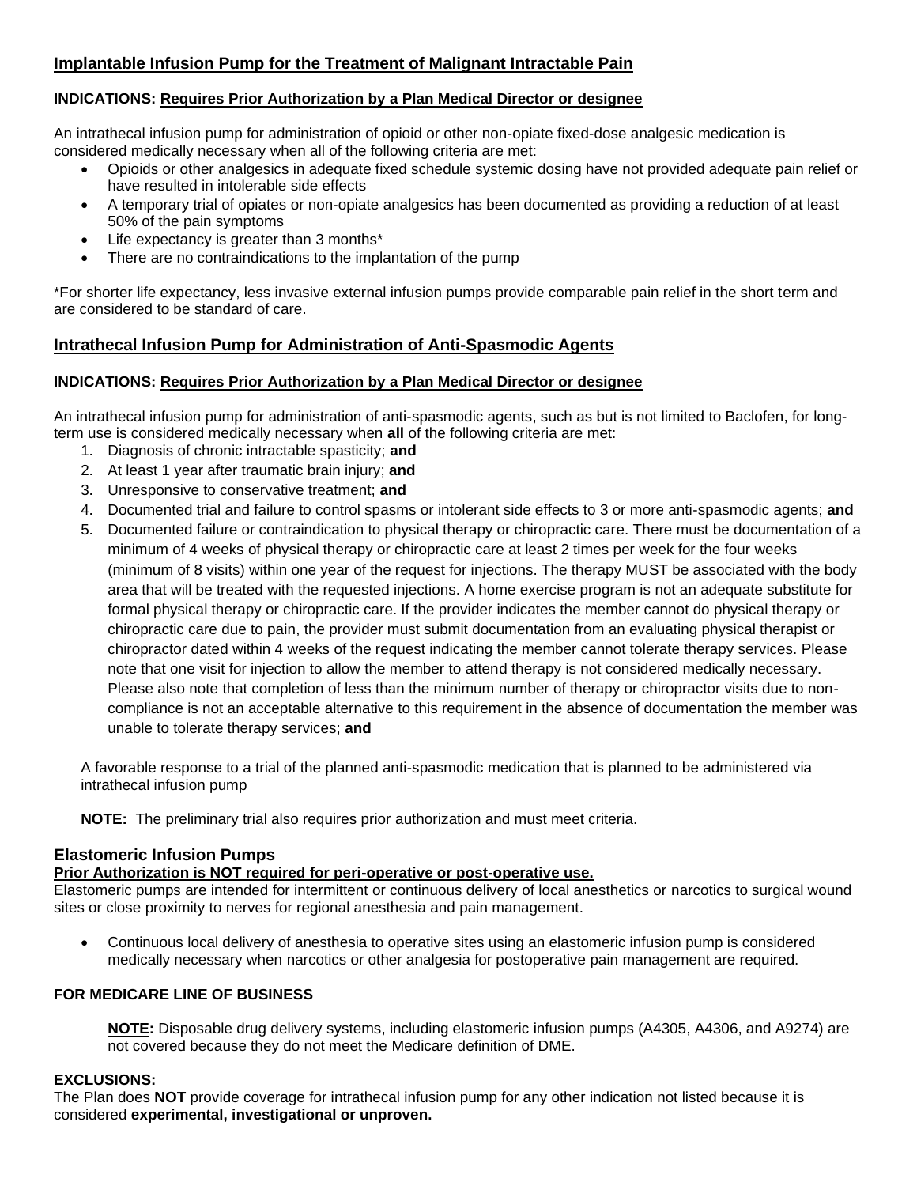## Implantable Infusion Pump for the Treatment of Malignant Intractable Pain

**INDICATIONS: Requires Prior Authorization by a Plan Medical Director or designee**

An intrathecal infusion pump for administration of opioid or other non-opiate fixed-dose analgesic medication is considered medically necessary when all of the following criteria are met:

- Opioids or other analgesics in adequate fixed schedule systemic dosing have not provided adequate pain relief or have resulted in intolerable side effects
- A temporary trial of opiates or non-opiate analgesics has been documented as providing a reduction of at least 50% of the pain symptoms
- Life expectancy is greater than 3 months*
- There are no contraindications to the implantation of the pump

*For shorter life expectancy, less invasive external infusion pumps provide comparable pain relief in the short term and are considered to be standard of care.

## Intrathecal Infusion Pump for Administration of Anti-Spasmodic Agents

**INDICATIONS: Requires Prior Authorization by a Plan Medical Director or designee**

An intrathecal infusion pump for administration of anti-spasmodic agents, such as but is not limited to Baclofen, for long-term use is considered medically necessary when **all** of the following criteria are met:

1. Diagnosis of chronic intractable spasticity; **and**
2. At least 1 year after traumatic brain injury; **and**
3. Unresponsive to conservative treatment; **and**
4. Documented trial and failure to control spasms or intolerant side effects to 3 or more anti-spasmodic agents; **and**
5. Documented failure or contraindication to physical therapy or chiropractic care. There must be documentation of a minimum of 4 weeks of physical therapy or chiropractic care at least 2 times per week for the four weeks (minimum of 8 visits) within one year of the request for injections. The therapy MUST be associated with the body area that will be treated with the requested injections. A home exercise program is not an adequate substitute for formal physical therapy or chiropractic care. If the provider indicates the member cannot do physical therapy or chiropractic care due to pain, the provider must submit documentation from an evaluating physical therapist or chiropractor dated within 4 weeks of the request indicating the member cannot tolerate therapy services. Please note that one visit for injection to allow the member to attend therapy is not considered medically necessary. Please also note that completion of less than the minimum number of therapy or chiropractor visits due to non-compliance is not an acceptable alternative to this requirement in the absence of documentation the member was unable to tolerate therapy services; **and**

A favorable response to a trial of the planned anti-spasmodic medication that is planned to be administered via intrathecal infusion pump

**NOTE:** The preliminary trial also requires prior authorization and must meet criteria.

### Elastomeric Infusion Pumps

**Prior Authorization is NOT required for peri-operative or post-operative use.**

Elastomeric pumps are intended for intermittent or continuous delivery of local anesthetics or narcotics to surgical wound sites or close proximity to nerves for regional anesthesia and pain management.

- Continuous local delivery of anesthesia to operative sites using an elastomeric infusion pump is considered medically necessary when narcotics or other analgesia for postoperative pain management are required.

**FOR MEDICARE LINE OF BUSINESS**

**NOTE:** Disposable drug delivery systems, including elastomeric infusion pumps (A4305, A4306, and A9274) are not covered because they do not meet the Medicare definition of DME.

**EXCLUSIONS:**

The Plan does **NOT** provide coverage for intrathecal infusion pump for any other indication not listed because it is considered **experimental, investigational or unproven.**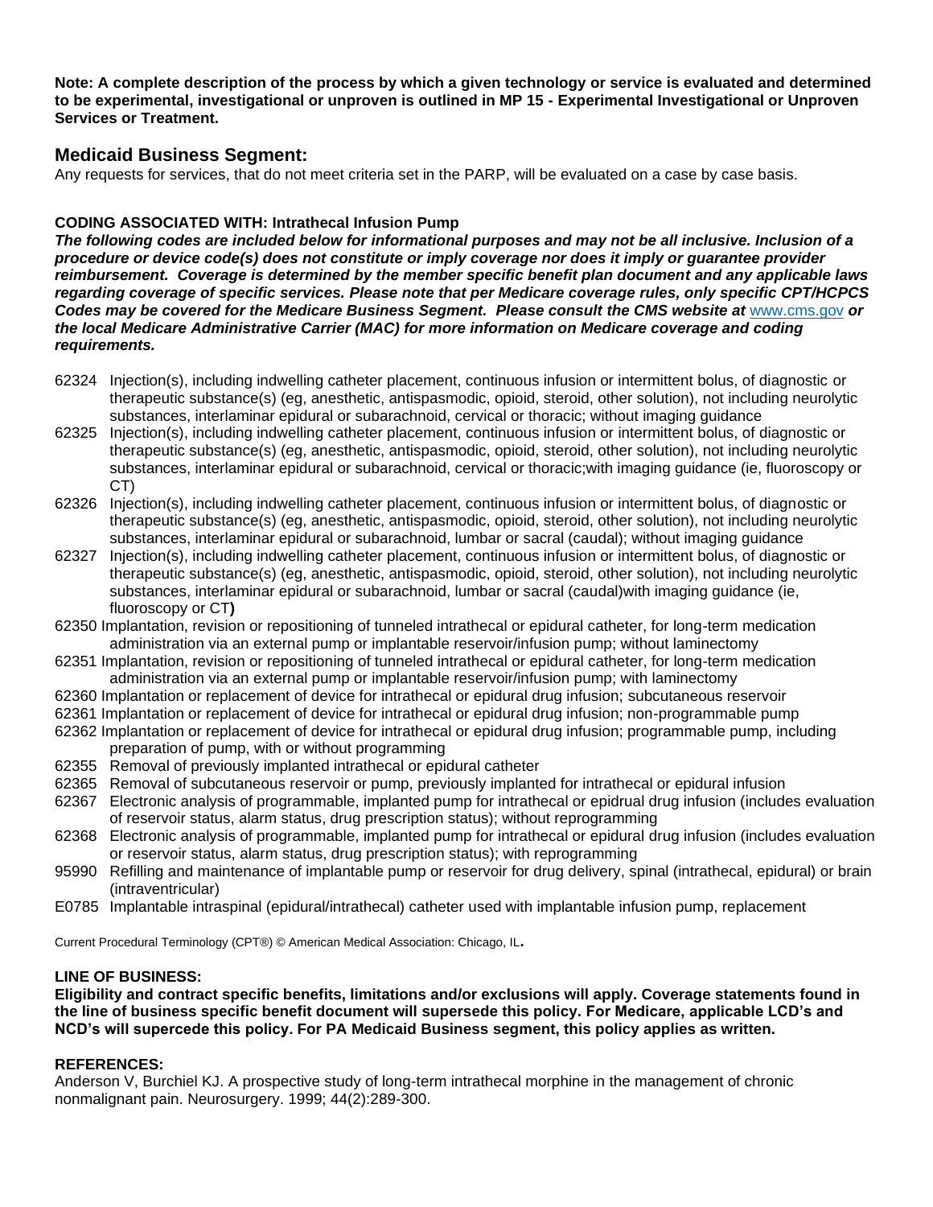**Note: A complete description of the process by which a given technology or service is evaluated and determined to be experimental, investigational or unproven is outlined in MP 15 - Experimental Investigational or Unproven Services or Treatment.**

## Medicaid Business Segment:

Any requests for services, that do not meet criteria set in the PARP, will be evaluated on a case by case basis.

**CODING ASSOCIATED WITH: Intrathecal Infusion Pump**

***The following codes are included below for informational purposes and may not be all inclusive. Inclusion of a procedure or device code(s) does not constitute or imply coverage nor does it imply or guarantee provider reimbursement. Coverage is determined by the member specific benefit plan document and any applicable laws regarding coverage of specific services. Please note that per Medicare coverage rules, only specific CPT/HCPCS Codes may be covered for the Medicare Business Segment. Please consult the CMS website at*** www.cms.gov ***or the local Medicare Administrative Carrier (MAC) for more information on Medicare coverage and coding requirements.***

- 62324 Injection(s), including indwelling catheter placement, continuous infusion or intermittent bolus, of diagnostic or therapeutic substance(s) (eg, anesthetic, antispasmodic, opioid, steroid, other solution), not including neurolytic substances, interlaminar epidural or subarachnoid, cervical or thoracic; without imaging guidance
- 62325 Injection(s), including indwelling catheter placement, continuous infusion or intermittent bolus, of diagnostic or therapeutic substance(s) (eg, anesthetic, antispasmodic, opioid, steroid, other solution), not including neurolytic substances, interlaminar epidural or subarachnoid, cervical or thoracic;with imaging guidance (ie, fluoroscopy or CT)
- 62326 Injection(s), including indwelling catheter placement, continuous infusion or intermittent bolus, of diagnostic or therapeutic substance(s) (eg, anesthetic, antispasmodic, opioid, steroid, other solution), not including neurolytic substances, interlaminar epidural or subarachnoid, lumbar or sacral (caudal); without imaging guidance
- 62327 Injection(s), including indwelling catheter placement, continuous infusion or intermittent bolus, of diagnostic or therapeutic substance(s) (eg, anesthetic, antispasmodic, opioid, steroid, other solution), not including neurolytic substances, interlaminar epidural or subarachnoid, lumbar or sacral (caudal)with imaging guidance (ie, fluoroscopy or CT**)**
- 62350 Implantation, revision or repositioning of tunneled intrathecal or epidural catheter, for long-term medication administration via an external pump or implantable reservoir/infusion pump; without laminectomy
- 62351 Implantation, revision or repositioning of tunneled intrathecal or epidural catheter, for long-term medication administration via an external pump or implantable reservoir/infusion pump; with laminectomy
- 62360 Implantation or replacement of device for intrathecal or epidural drug infusion; subcutaneous reservoir
- 62361 Implantation or replacement of device for intrathecal or epidural drug infusion; non-programmable pump
- 62362 Implantation or replacement of device for intrathecal or epidural drug infusion; programmable pump, including preparation of pump, with or without programming
- 62355 Removal of previously implanted intrathecal or epidural catheter
- 62365 Removal of subcutaneous reservoir or pump, previously implanted for intrathecal or epidural infusion
- 62367 Electronic analysis of programmable, implanted pump for intrathecal or epidrual drug infusion (includes evaluation of reservoir status, alarm status, drug prescription status); without reprogramming
- 62368 Electronic analysis of programmable, implanted pump for intrathecal or epidural drug infusion (includes evaluation or reservoir status, alarm status, drug prescription status); with reprogramming
- 95990 Refilling and maintenance of implantable pump or reservoir for drug delivery, spinal (intrathecal, epidural) or brain (intraventricular)
- E0785 Implantable intraspinal (epidural/intrathecal) catheter used with implantable infusion pump, replacement

Current Procedural Terminology (CPT®) © American Medical Association: Chicago, IL.

**LINE OF BUSINESS:**

**Eligibility and contract specific benefits, limitations and/or exclusions will apply. Coverage statements found in the line of business specific benefit document will supersede this policy. For Medicare, applicable LCD's and NCD's will supercede this policy. For PA Medicaid Business segment, this policy applies as written.**

**REFERENCES:**

Anderson V, Burchiel KJ. A prospective study of long-term intrathecal morphine in the management of chronic nonmalignant pain. Neurosurgery. 1999; 44(2):289-300.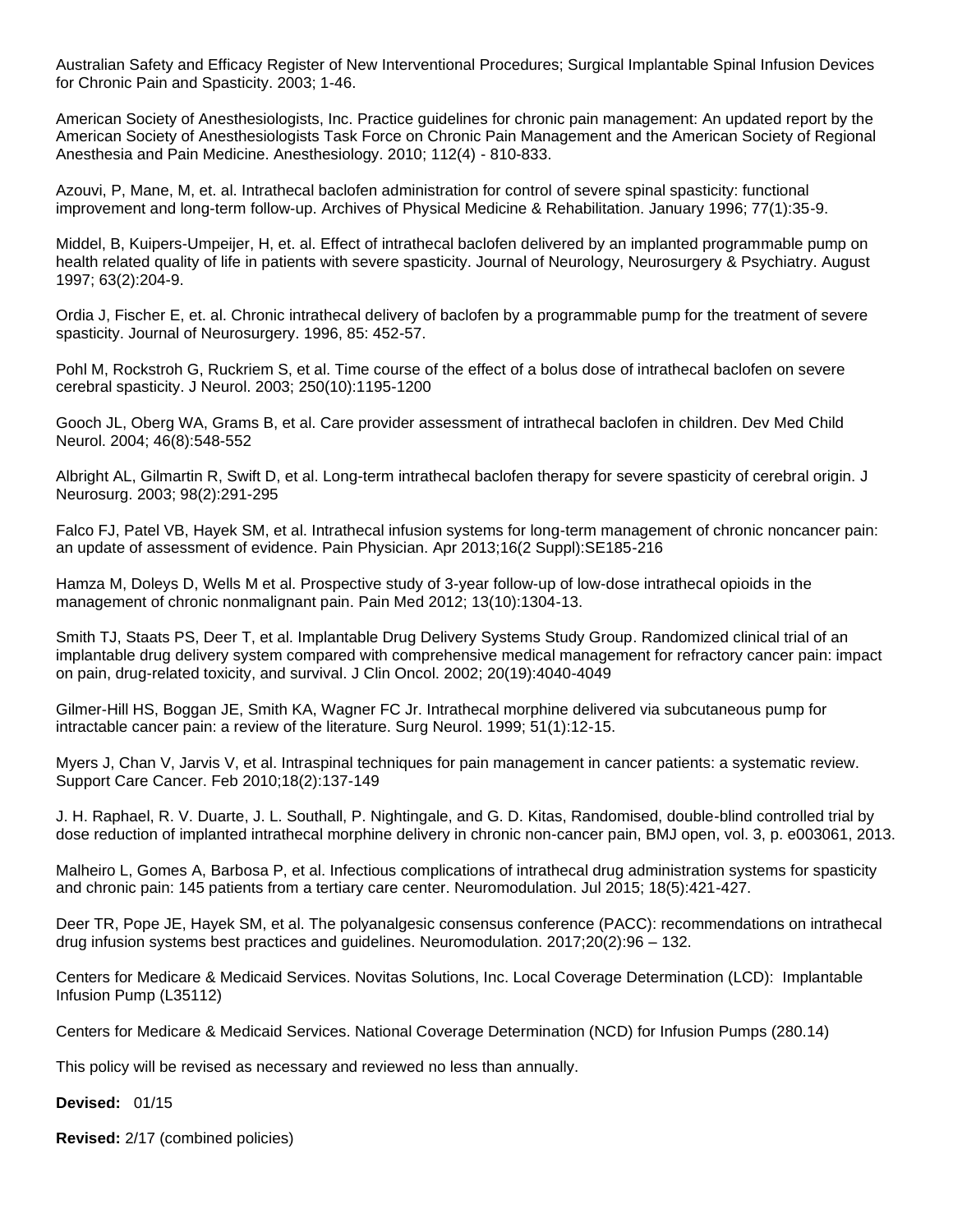Australian Safety and Efficacy Register of New Interventional Procedures; Surgical Implantable Spinal Infusion Devices for Chronic Pain and Spasticity. 2003; 1-46.

American Society of Anesthesiologists, Inc. Practice guidelines for chronic pain management: An updated report by the American Society of Anesthesiologists Task Force on Chronic Pain Management and the American Society of Regional Anesthesia and Pain Medicine. Anesthesiology. 2010; 112(4) - 810-833.

Azouvi, P, Mane, M, et. al. Intrathecal baclofen administration for control of severe spinal spasticity: functional improvement and long-term follow-up. Archives of Physical Medicine & Rehabilitation. January 1996; 77(1):35-9.

Middel, B, Kuipers-Umpeijer, H, et. al. Effect of intrathecal baclofen delivered by an implanted programmable pump on health related quality of life in patients with severe spasticity. Journal of Neurology, Neurosurgery & Psychiatry. August 1997; 63(2):204-9.

Ordia J, Fischer E, et. al. Chronic intrathecal delivery of baclofen by a programmable pump for the treatment of severe spasticity. Journal of Neurosurgery. 1996, 85: 452-57.

Pohl M, Rockstroh G, Ruckriem S, et al. Time course of the effect of a bolus dose of intrathecal baclofen on severe cerebral spasticity. J Neurol. 2003; 250(10):1195-1200

Gooch JL, Oberg WA, Grams B, et al. Care provider assessment of intrathecal baclofen in children. Dev Med Child Neurol. 2004; 46(8):548-552

Albright AL, Gilmartin R, Swift D, et al. Long-term intrathecal baclofen therapy for severe spasticity of cerebral origin. J Neurosurg. 2003; 98(2):291-295

Falco FJ, Patel VB, Hayek SM, et al. Intrathecal infusion systems for long-term management of chronic noncancer pain: an update of assessment of evidence. Pain Physician. Apr 2013;16(2 Suppl):SE185-216

Hamza M, Doleys D, Wells M et al. Prospective study of 3-year follow-up of low-dose intrathecal opioids in the management of chronic nonmalignant pain. Pain Med 2012; 13(10):1304-13.

Smith TJ, Staats PS, Deer T, et al. Implantable Drug Delivery Systems Study Group. Randomized clinical trial of an implantable drug delivery system compared with comprehensive medical management for refractory cancer pain: impact on pain, drug-related toxicity, and survival. J Clin Oncol. 2002; 20(19):4040-4049

Gilmer-Hill HS, Boggan JE, Smith KA, Wagner FC Jr. Intrathecal morphine delivered via subcutaneous pump for intractable cancer pain: a review of the literature. Surg Neurol. 1999; 51(1):12-15.

Myers J, Chan V, Jarvis V, et al. Intraspinal techniques for pain management in cancer patients: a systematic review. Support Care Cancer. Feb 2010;18(2):137-149

J. H. Raphael, R. V. Duarte, J. L. Southall, P. Nightingale, and G. D. Kitas, Randomised, double-blind controlled trial by dose reduction of implanted intrathecal morphine delivery in chronic non-cancer pain, BMJ open, vol. 3, p. e003061, 2013.

Malheiro L, Gomes A, Barbosa P, et al. Infectious complications of intrathecal drug administration systems for spasticity and chronic pain: 145 patients from a tertiary care center. Neuromodulation. Jul 2015; 18(5):421-427.

Deer TR, Pope JE, Hayek SM, et al. The polyanalgesic consensus conference (PACC): recommendations on intrathecal drug infusion systems best practices and guidelines. Neuromodulation. 2017;20(2):96 – 132.

Centers for Medicare & Medicaid Services. Novitas Solutions, Inc. Local Coverage Determination (LCD): Implantable Infusion Pump (L35112)

Centers for Medicare & Medicaid Services. National Coverage Determination (NCD) for Infusion Pumps (280.14)

This policy will be revised as necessary and reviewed no less than annually.

**Devised:** 01/15

**Revised:** 2/17 (combined policies)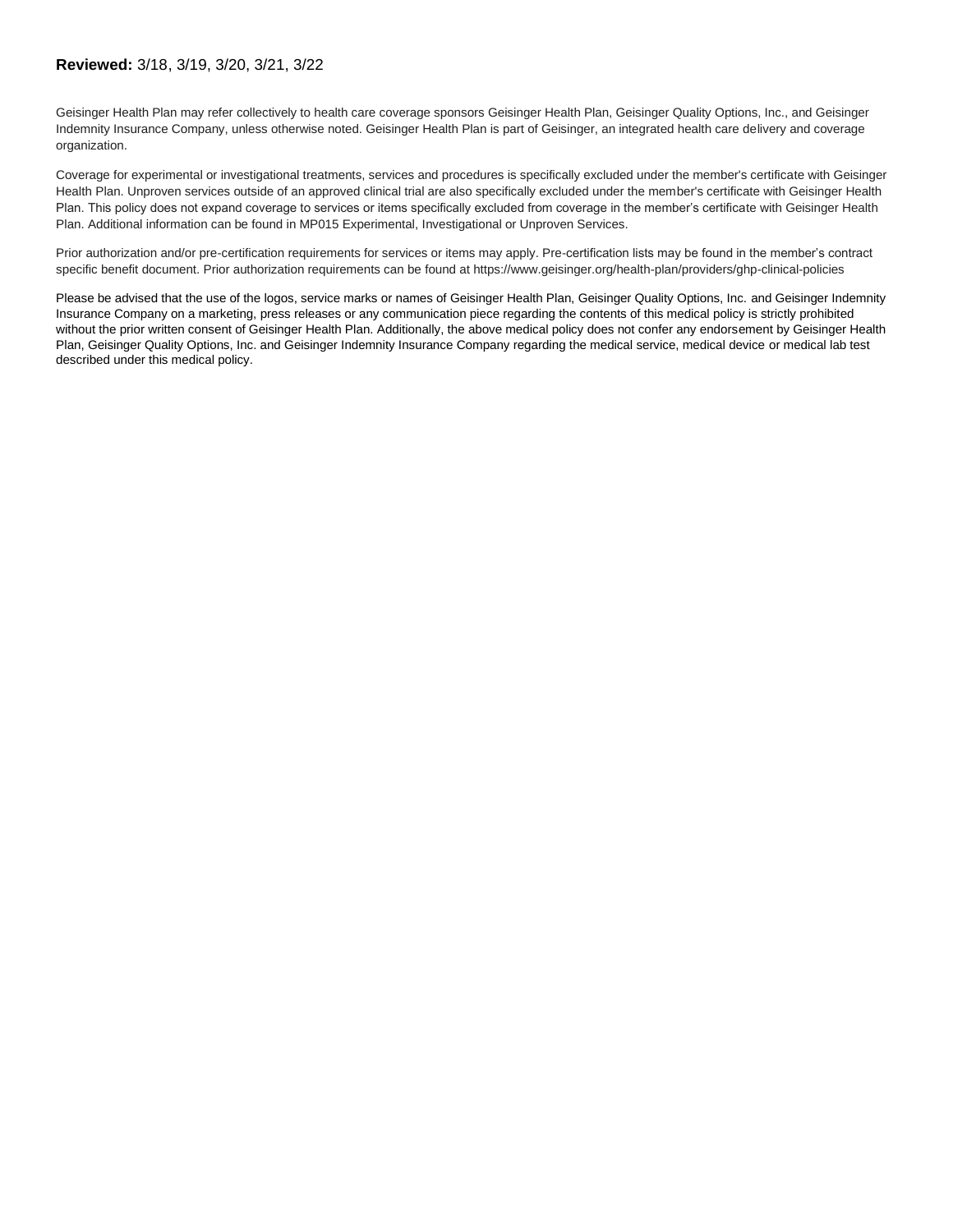**Reviewed:** 3/18, 3/19, 3/20, 3/21, 3/22

Geisinger Health Plan may refer collectively to health care coverage sponsors Geisinger Health Plan, Geisinger Quality Options, Inc., and Geisinger Indemnity Insurance Company, unless otherwise noted. Geisinger Health Plan is part of Geisinger, an integrated health care delivery and coverage organization.

Coverage for experimental or investigational treatments, services and procedures is specifically excluded under the member's certificate with Geisinger Health Plan. Unproven services outside of an approved clinical trial are also specifically excluded under the member's certificate with Geisinger Health Plan. This policy does not expand coverage to services or items specifically excluded from coverage in the member's certificate with Geisinger Health Plan. Additional information can be found in MP015 Experimental, Investigational or Unproven Services.

Prior authorization and/or pre-certification requirements for services or items may apply. Pre-certification lists may be found in the member's contract specific benefit document. Prior authorization requirements can be found at https://www.geisinger.org/health-plan/providers/ghp-clinical-policies

Please be advised that the use of the logos, service marks or names of Geisinger Health Plan, Geisinger Quality Options, Inc. and Geisinger Indemnity Insurance Company on a marketing, press releases or any communication piece regarding the contents of this medical policy is strictly prohibited without the prior written consent of Geisinger Health Plan. Additionally, the above medical policy does not confer any endorsement by Geisinger Health Plan, Geisinger Quality Options, Inc. and Geisinger Indemnity Insurance Company regarding the medical service, medical device or medical lab test described under this medical policy.